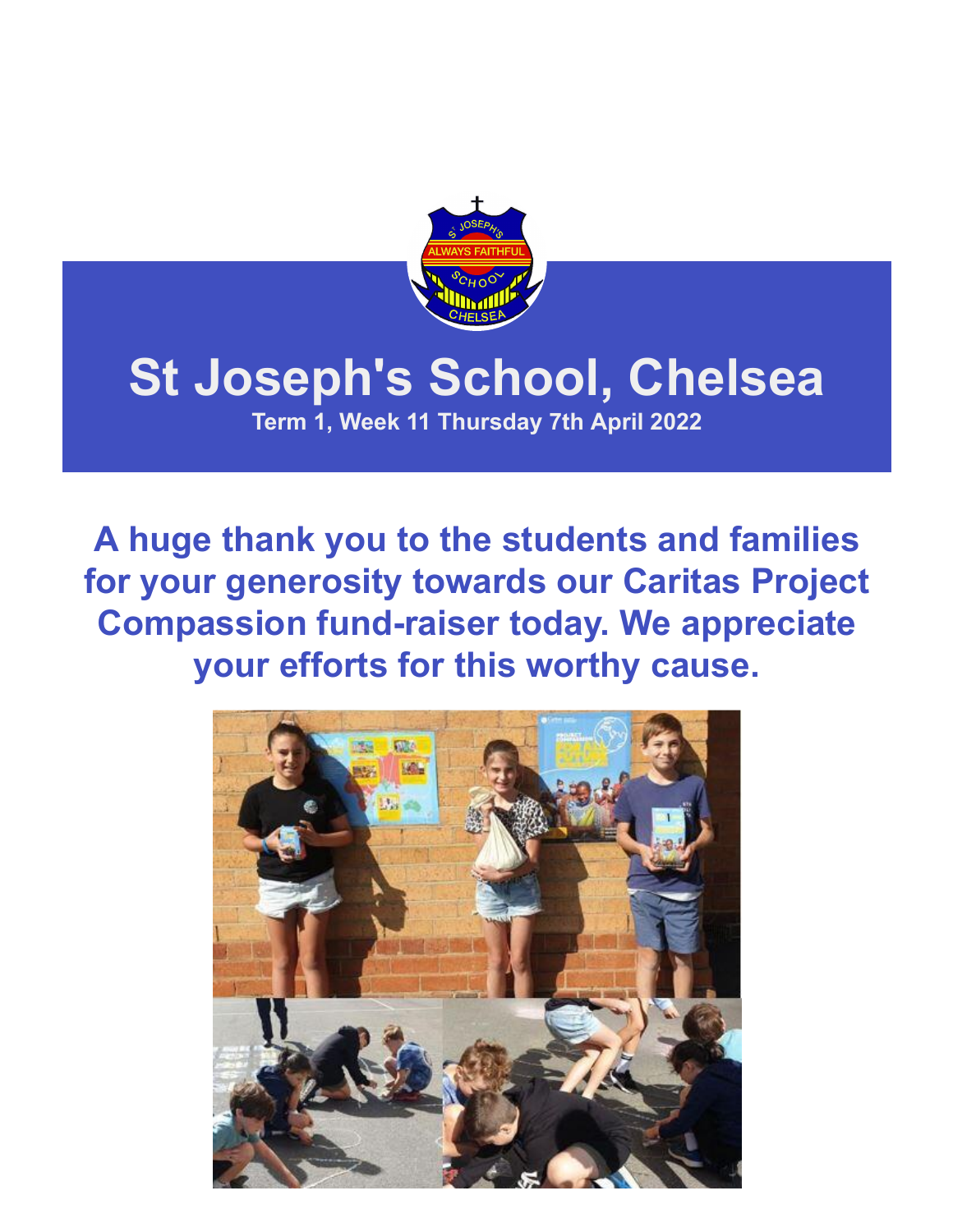# St Joseph's School, Chelsea

**Term 1, Week 11 Thursday 7th April 2022**

## A huge thank you to the students and families for your generosity towards our Caritas Project Compassion fund-raiser today. We appreciate your efforts for this worthy cause.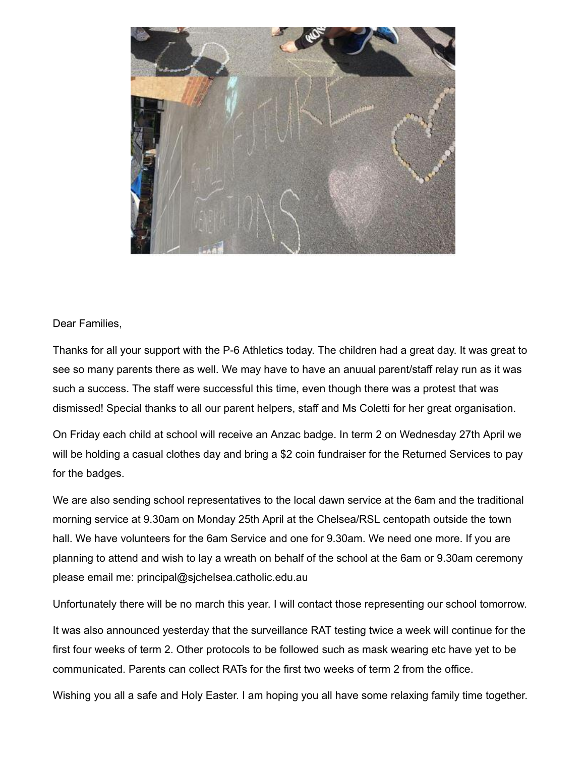Dear Families,

Thanks for all your support with the P-6 Athletics today. The children had a great day. It was great to see so many parents there as well. We may have to have an anuual parent/staff relay run as it was such a success. The staff were successful this time, even though there was a protest that was dismissed! Special thanks to all our parent helpers, staff and Ms Coletti for her great organisation.

On Friday each child at school will receive an Anzac badge. In term 2 on Wednesday 27th April we will be holding a casual clothes day and bring a $2 coin fundraiser for the Returned Services to pay for the badges.

We are also sending school representatives to the local dawn service at the 6am and the traditional morning service at 9.30am on Monday 25th April at the Chelsea/RSL centopath outside the town hall. We have volunteers for the 6am Service and one for 9.30am. We need one more. If you are planning to attend and wish to lay a wreath on behalf of the school at the 6am or 9.30am ceremony please email me: principal@sjchelsea.catholic.edu.au

Unfortunately there will be no march this year. I will contact those representing our school tomorrow.

It was also announced yesterday that the surveillance RAT testing twice a week will continue for the first four weeks of term 2. Other protocols to be followed such as mask wearing etc have yet to be communicated. Parents can collect RATs for the first two weeks of term 2 from the office.

Wishing you all a safe and Holy Easter. I am hoping you all have some relaxing family time together.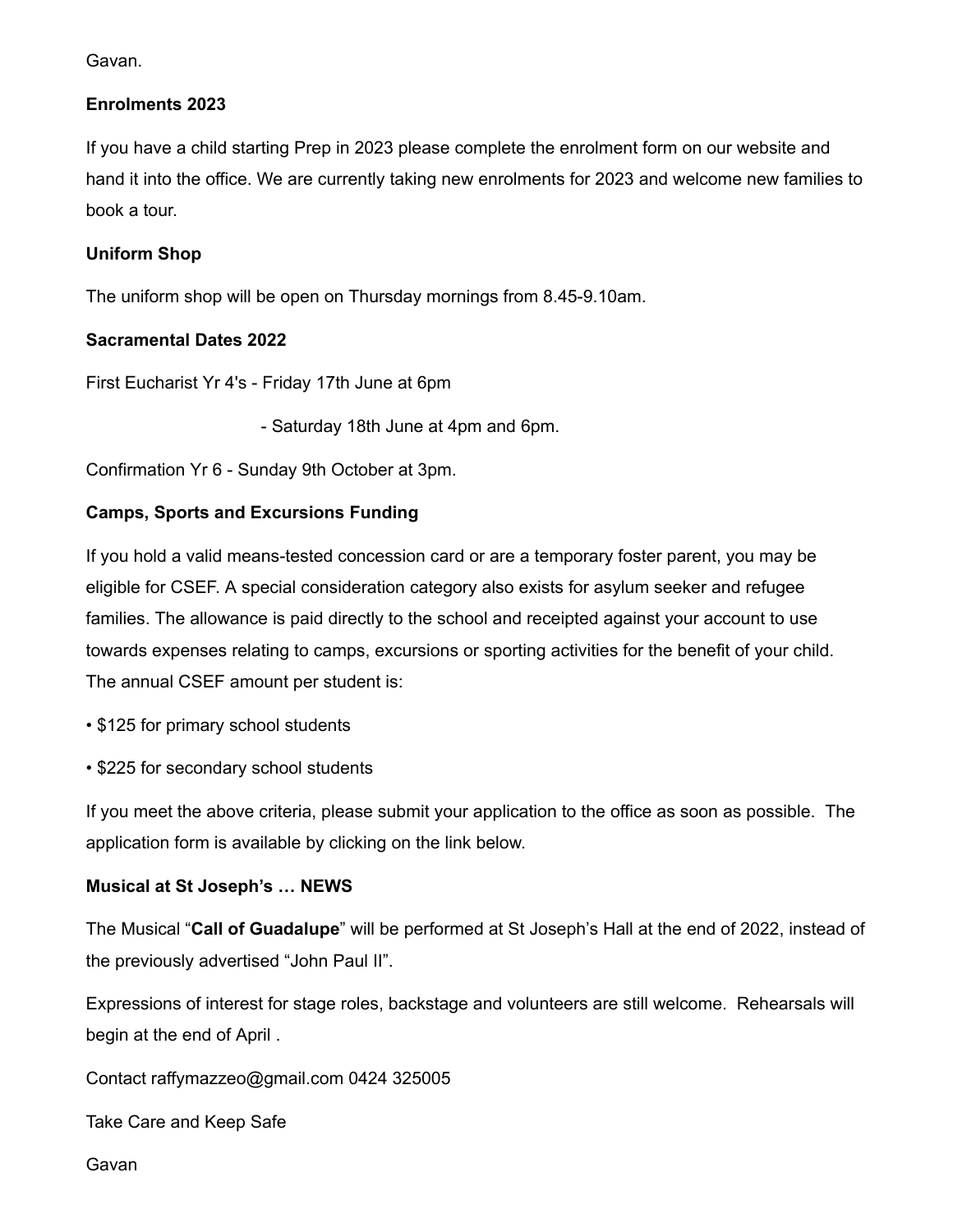Gavan.

**Enrolments 2023**

If you have a child starting Prep in 2023 please complete the enrolment form on our website and hand it into the office. We are currently taking new enrolments for 2023 and welcome new families to book a tour.

**Uniform Shop**

The uniform shop will be open on Thursday mornings from 8.45-9.10am.

**Sacramental Dates 2022**

First Eucharist Yr 4's - Friday 17th June at 6pm

- Saturday 18th June at 4pm and 6pm.

Confirmation Yr 6 - Sunday 9th October at 3pm.

**Camps, Sports and Excursions Funding**

If you hold a valid means-tested concession card or are a temporary foster parent, you may be eligible for CSEF. A special consideration category also exists for asylum seeker and refugee families. The allowance is paid directly to the school and receipted against your account to use towards expenses relating to camps, excursions or sporting activities for the benefit of your child. The annual CSEF amount per student is:

- $125 for primary school students
- $225 for secondary school students

If you meet the above criteria, please submit your application to the office as soon as possible. The application form is available by clicking on the link below.

**Musical at St Joseph's … NEWS**

The Musical "**Call of Guadalupe**" will be performed at St Joseph's Hall at the end of 2022, instead of the previously advertised "John Paul II".

Expressions of interest for stage roles, backstage and volunteers are still welcome. Rehearsals will begin at the end of April .

Contact raffymazzeo@gmail.com 0424 325005

Take Care and Keep Safe

Gavan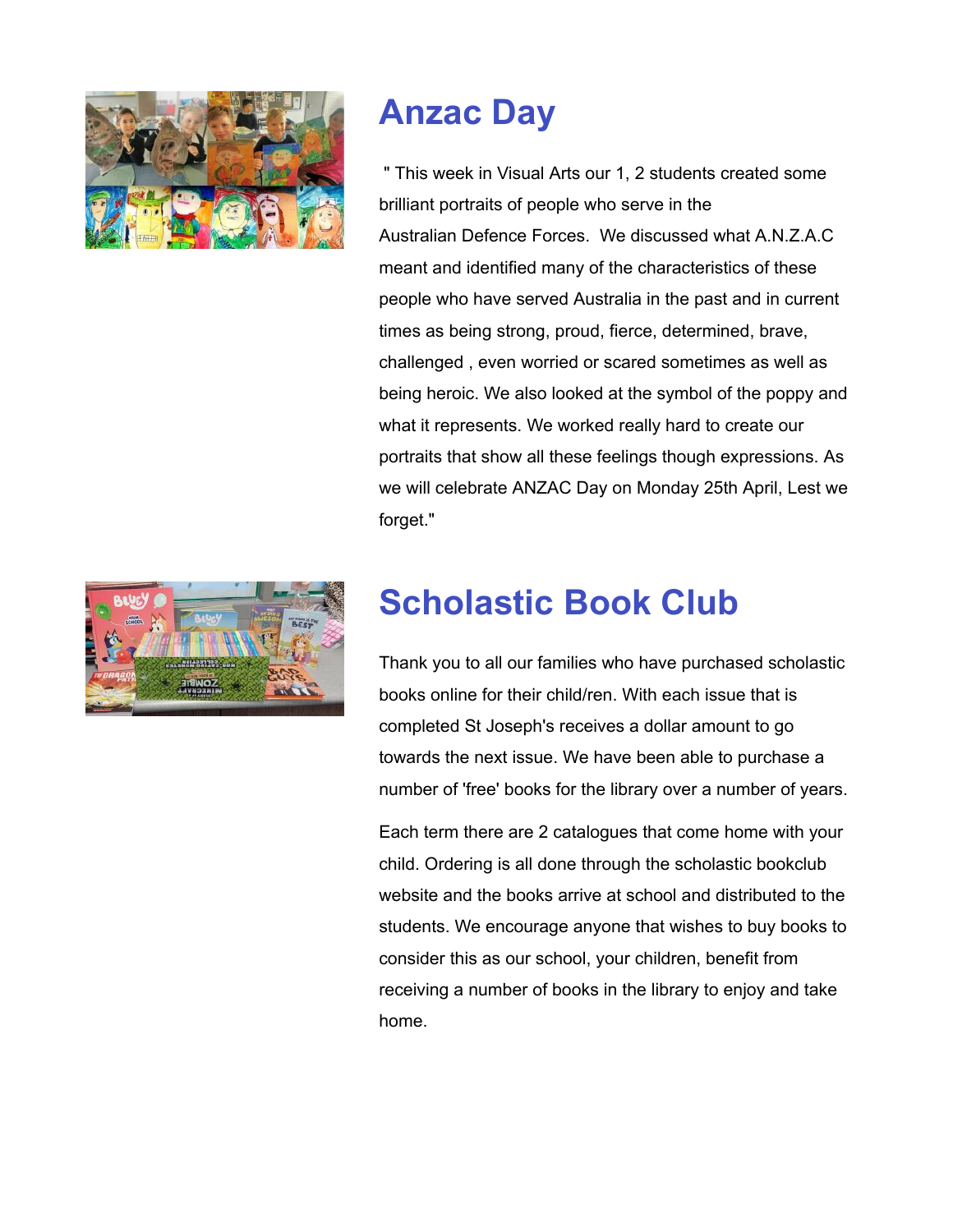# Anzac Day

" This week in Visual Arts our 1, 2 students created some brilliant portraits of people who serve in the Australian Defence Forces. We discussed what A.N.Z.A.C meant and identified many of the characteristics of these people who have served Australia in the past and in current times as being strong, proud, fierce, determined, brave, challenged , even worried or scared sometimes as well as being heroic. We also looked at the symbol of the poppy and what it represents. We worked really hard to create our portraits that show all these feelings though expressions. As we will celebrate ANZAC Day on Monday 25th April, Lest we forget."

# Scholastic Book Club

Thank you to all our families who have purchased scholastic books online for their child/ren. With each issue that is completed St Joseph's receives a dollar amount to go towards the next issue. We have been able to purchase a number of 'free' books for the library over a number of years.

Each term there are 2 catalogues that come home with your child. Ordering is all done through the scholastic bookclub website and the books arrive at school and distributed to the students. We encourage anyone that wishes to buy books to consider this as our school, your children, benefit from receiving a number of books in the library to enjoy and take home.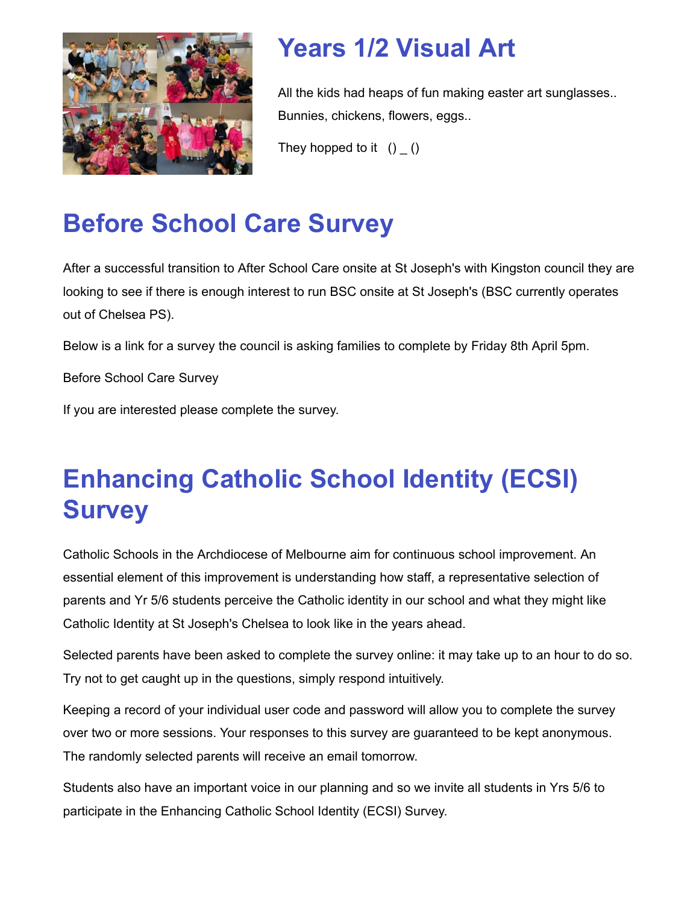# Years 1/2 Visual Art

All the kids had heaps of fun making easter art sunglasses.. Bunnies, chickens, flowers, eggs..

They hopped to it  () _ ()

# Before School Care Survey

After a successful transition to After School Care onsite at St Joseph's with Kingston council they are looking to see if there is enough interest to run BSC onsite at St Joseph's (BSC currently operates out of Chelsea PS).

Below is a link for a survey the council is asking families to complete by Friday 8th April 5pm.

Before School Care Survey

If you are interested please complete the survey.

# Enhancing Catholic School Identity (ECSI) Survey

Catholic Schools in the Archdiocese of Melbourne aim for continuous school improvement. An essential element of this improvement is understanding how staff, a representative selection of parents and Yr 5/6 students perceive the Catholic identity in our school and what they might like Catholic Identity at St Joseph's Chelsea to look like in the years ahead.

Selected parents have been asked to complete the survey online: it may take up to an hour to do so. Try not to get caught up in the questions, simply respond intuitively.

Keeping a record of your individual user code and password will allow you to complete the survey over two or more sessions. Your responses to this survey are guaranteed to be kept anonymous. The randomly selected parents will receive an email tomorrow.

Students also have an important voice in our planning and so we invite all students in Yrs 5/6 to participate in the Enhancing Catholic School Identity (ECSI) Survey.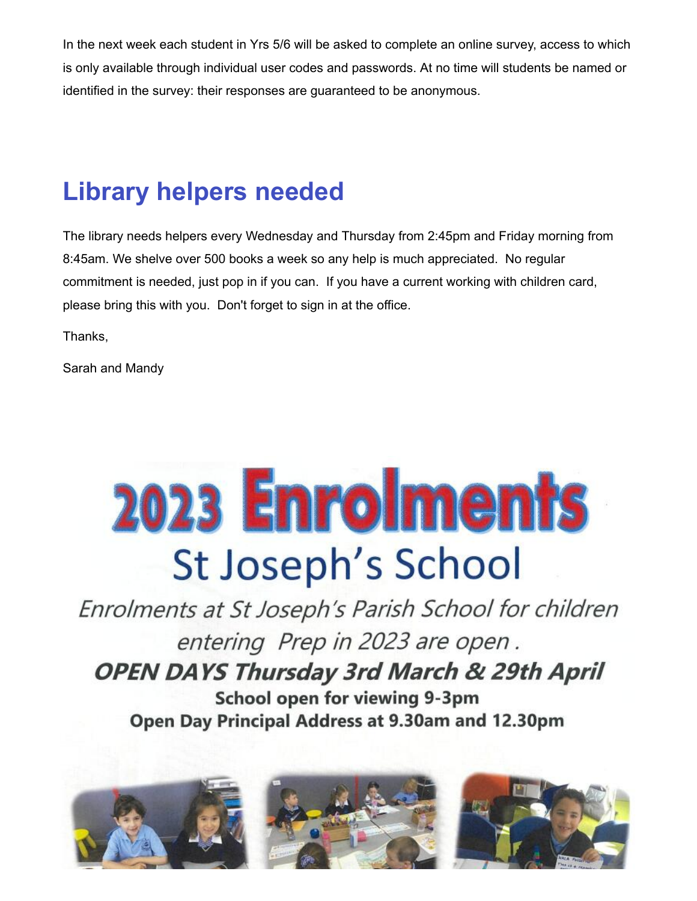In the next week each student in Yrs 5/6 will be asked to complete an online survey, access to which is only available through individual user codes and passwords. At no time will students be named or identified in the survey: their responses are guaranteed to be anonymous.

## Library helpers needed

The library needs helpers every Wednesday and Thursday from 2:45pm and Friday morning from 8:45am. We shelve over 500 books a week so any help is much appreciated. No regular commitment is needed, just pop in if you can. If you have a current working with children card, please bring this with you. Don't forget to sign in at the office.

Thanks,

Sarah and Mandy

# 2023 Enrolments

## St Joseph's School

*Enrolments at St Joseph's Parish School for children entering Prep in 2023 are open .*

***OPEN DAYS Thursday 3rd March & 29th April***

**School open for viewing 9-3pm**

**Open Day Principal Address at 9.30am and 12.30pm**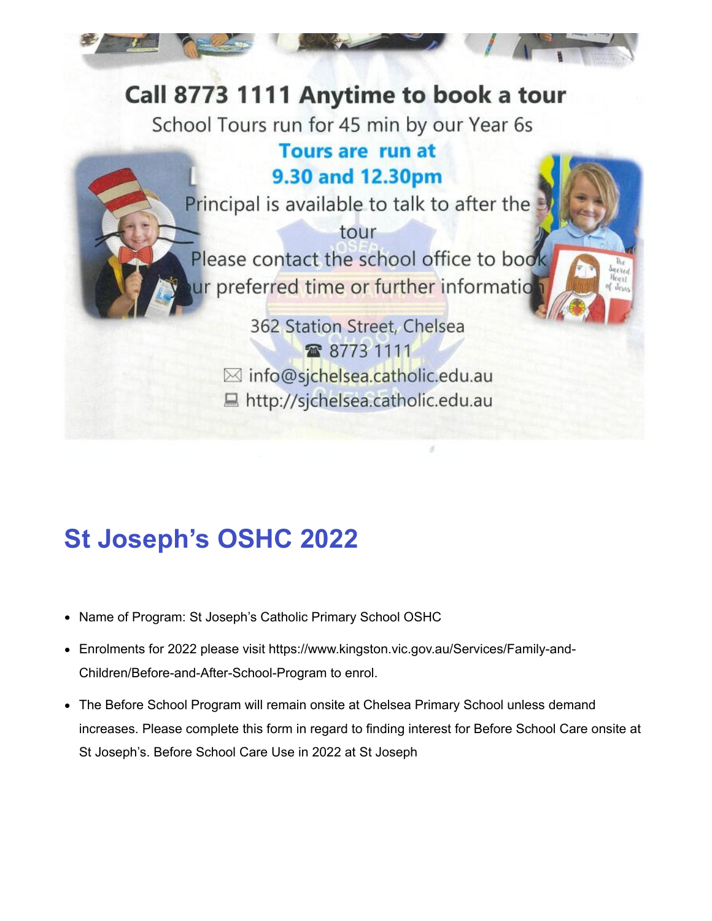Call 8773 1111 Anytime to book a tour

School Tours run for 45 min by our Year 6s

**Tours are run at 9.30 and 12.30pm**

Principal is available to talk to after the tour

Please contact the school office to book your preferred time or further information

362 Station Street, Chelsea

☎ 8773 1111

✉ info@sjchelsea.catholic.edu.au

💻 http://sjchelsea.catholic.edu.au

## St Joseph's OSHC 2022

- Name of Program: St Joseph's Catholic Primary School OSHC
- Enrolments for 2022 please visit https://www.kingston.vic.gov.au/Services/Family-and-Children/Before-and-After-School-Program to enrol.
- The Before School Program will remain onsite at Chelsea Primary School unless demand increases. Please complete this form in regard to finding interest for Before School Care onsite at St Joseph's. Before School Care Use in 2022 at St Joseph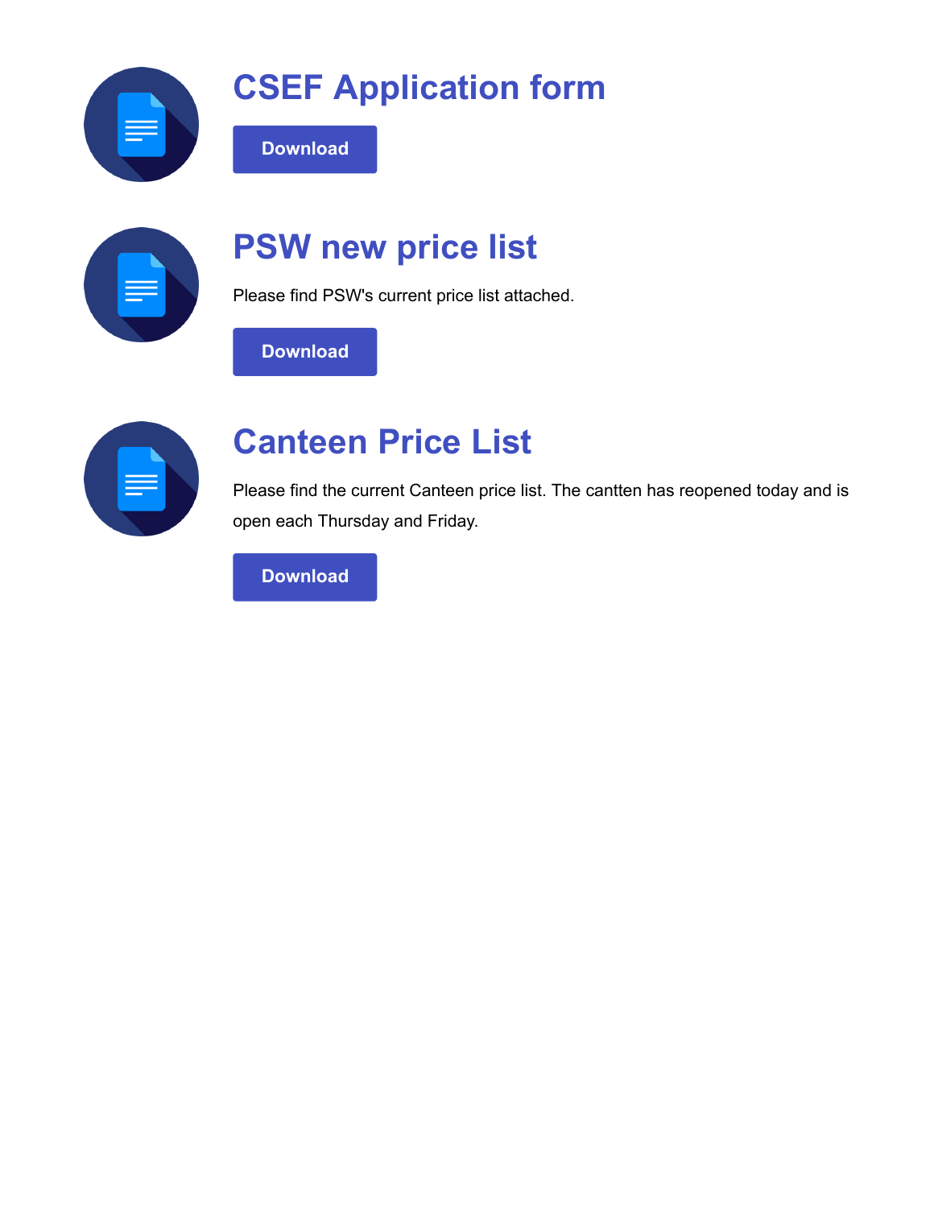## CSEF Application form

Download

## PSW new price list

Please find PSW's current price list attached.

Download

## Canteen Price List

Please find the current Canteen price list. The cantten has reopened today and is open each Thursday and Friday.

Download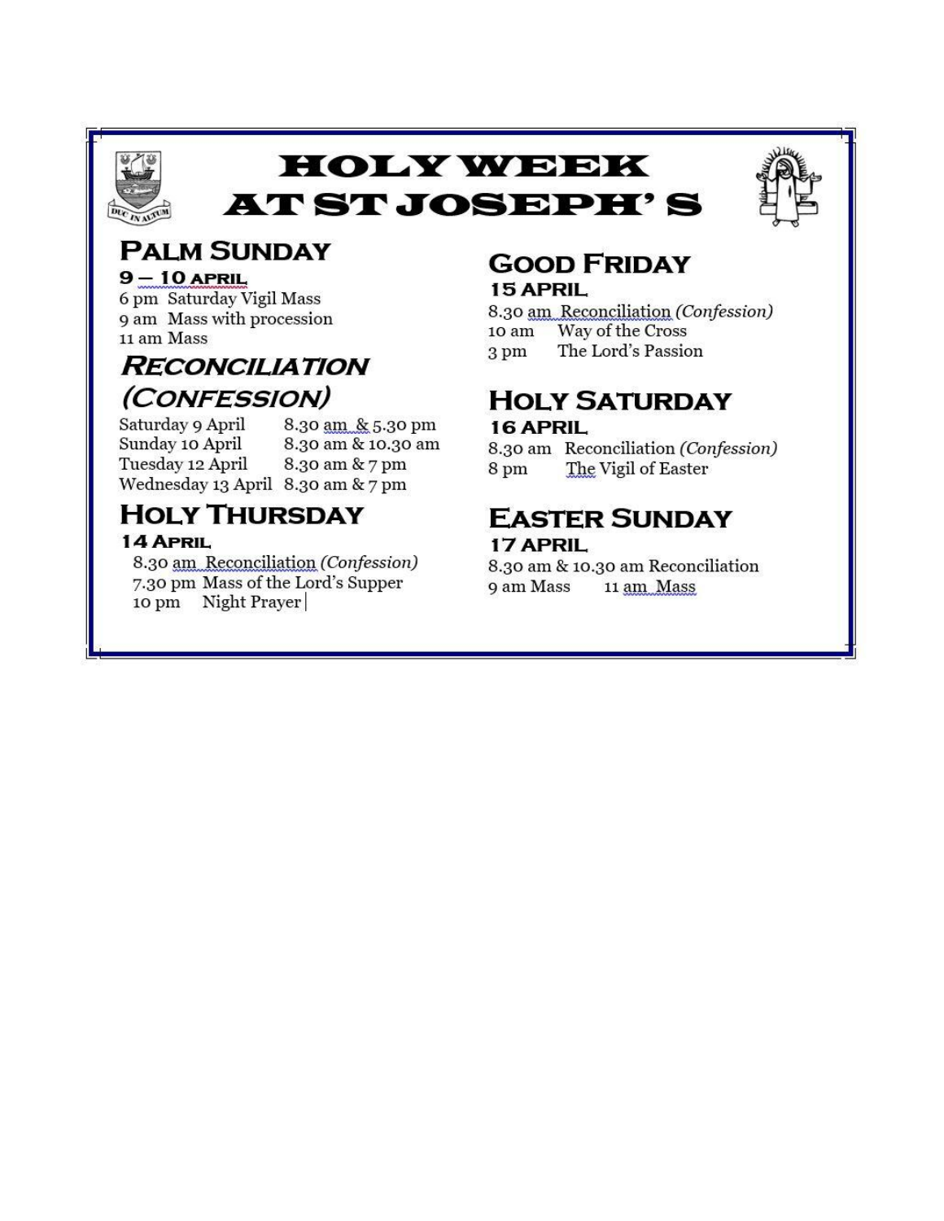# HOLY WEEK AT ST JOSEPH'S

## Palm Sunday

**9 – 10 April**

6 pm Saturday Vigil Mass
9 am Mass with procession
11 am Mass

## *Reconciliation (Confession)*

| | |
|---|---|
| Saturday 9 April | 8.30 am & 5.30 pm |
| Sunday 10 April | 8.30 am & 10.30 am |
| Tuesday 12 April | 8.30 am & 7 pm |
| Wednesday 13 April | 8.30 am & 7 pm |

## Holy Thursday

**14 April**

8.30 am Reconciliation *(Confession)*
7.30 pm Mass of the Lord's Supper
10 pm Night Prayer

## Good Friday

**15 April**

8.30 am Reconciliation *(Confession)*
10 am Way of the Cross
3 pm The Lord's Passion

## Holy Saturday

**16 April**

8.30 am Reconciliation *(Confession)*
8 pm The Vigil of Easter

## Easter Sunday

**17 April**

8.30 am & 10.30 am Reconciliation
9 am Mass 11 am Mass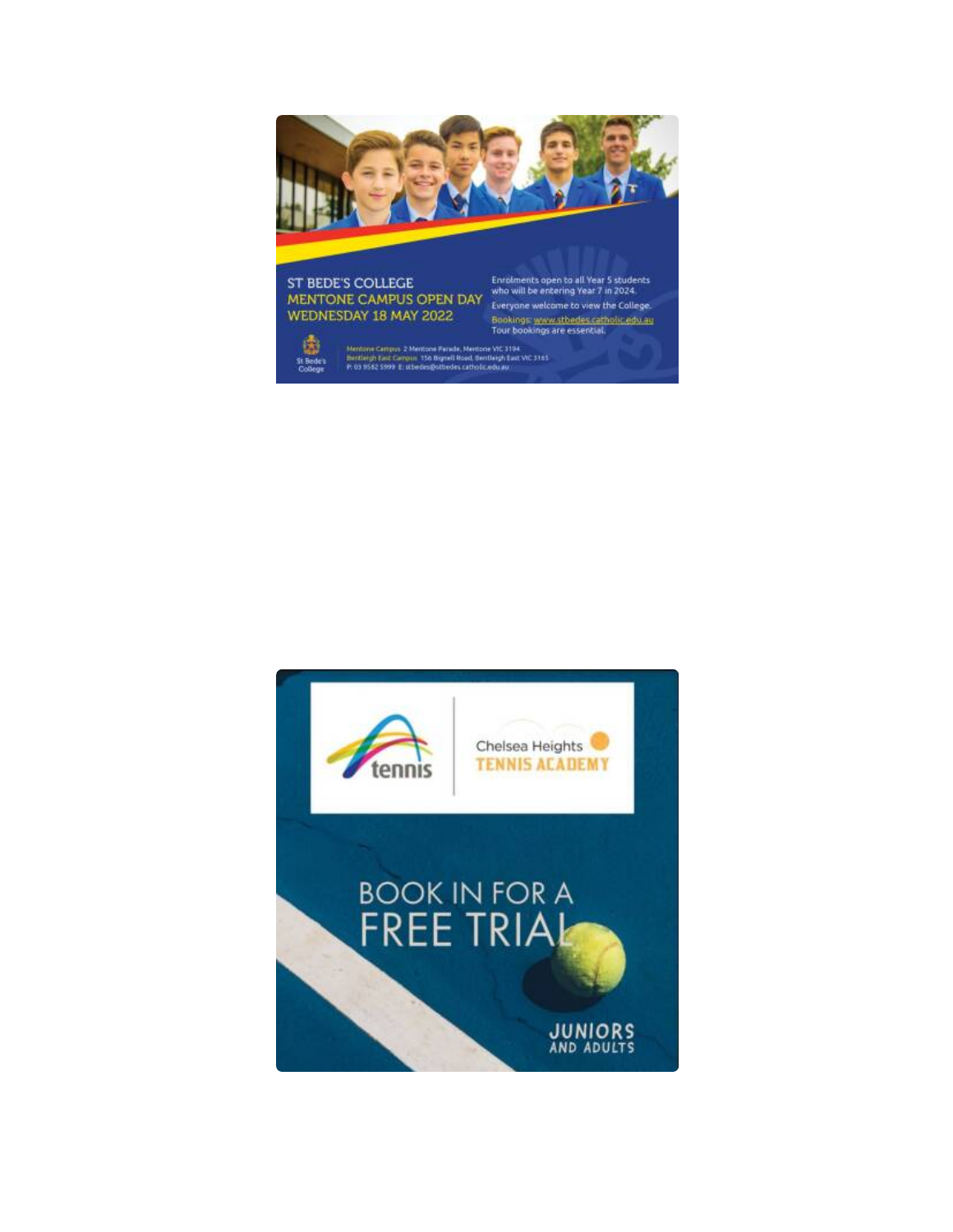ST BEDE'S COLLEGE
MENTONE CAMPUS OPEN DAY
WEDNESDAY 18 MAY 2022

Enrolments open to all Year 5 students who will be entering Year 7 in 2024.

Everyone welcome to view the College.

Bookings: www.stbedes.catholic.edu.au
Tour bookings are essential.

St Bede's College

Mentone Campus 2 Mentone Parade, Mentone VIC 3194
Bentleigh East Campus 156 Bignell Road, Bentleigh East VIC 3165
P: 03 9582 5999 E: stbedes@stbedes.catholic.edu.au

tennis

Chelsea Heights
TENNIS ACADEMY

BOOK IN FOR A
FREE TRIAL

JUNIORS
AND ADULTS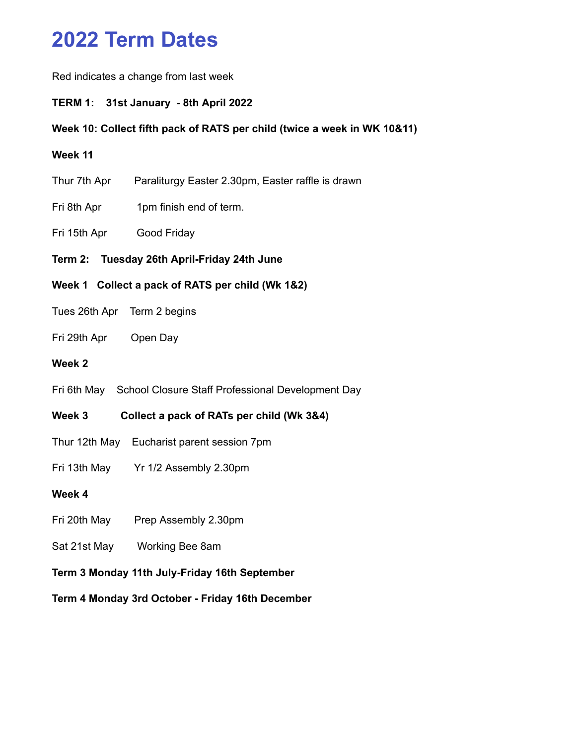# 2022 Term Dates

Red indicates a change from last week

**TERM 1: 31st January - 8th April 2022**

**Week 10: Collect fifth pack of RATS per child (twice a week in WK 10&11)**

**Week 11**

Thur 7th Apr Paraliturgy Easter 2.30pm, Easter raffle is drawn

Fri 8th Apr 1pm finish end of term.

Fri 15th Apr Good Friday

**Term 2: Tuesday 26th April-Friday 24th June**

**Week 1 Collect a pack of RATS per child (Wk 1&2)**

Tues 26th Apr Term 2 begins

Fri 29th Apr Open Day

**Week 2**

Fri 6th May School Closure Staff Professional Development Day

**Week 3 Collect a pack of RATs per child (Wk 3&4)**

Thur 12th May Eucharist parent session 7pm

Fri 13th May Yr 1/2 Assembly 2.30pm

**Week 4**

Fri 20th May Prep Assembly 2.30pm

Sat 21st May Working Bee 8am

**Term 3 Monday 11th July-Friday 16th September**

**Term 4 Monday 3rd October - Friday 16th December**